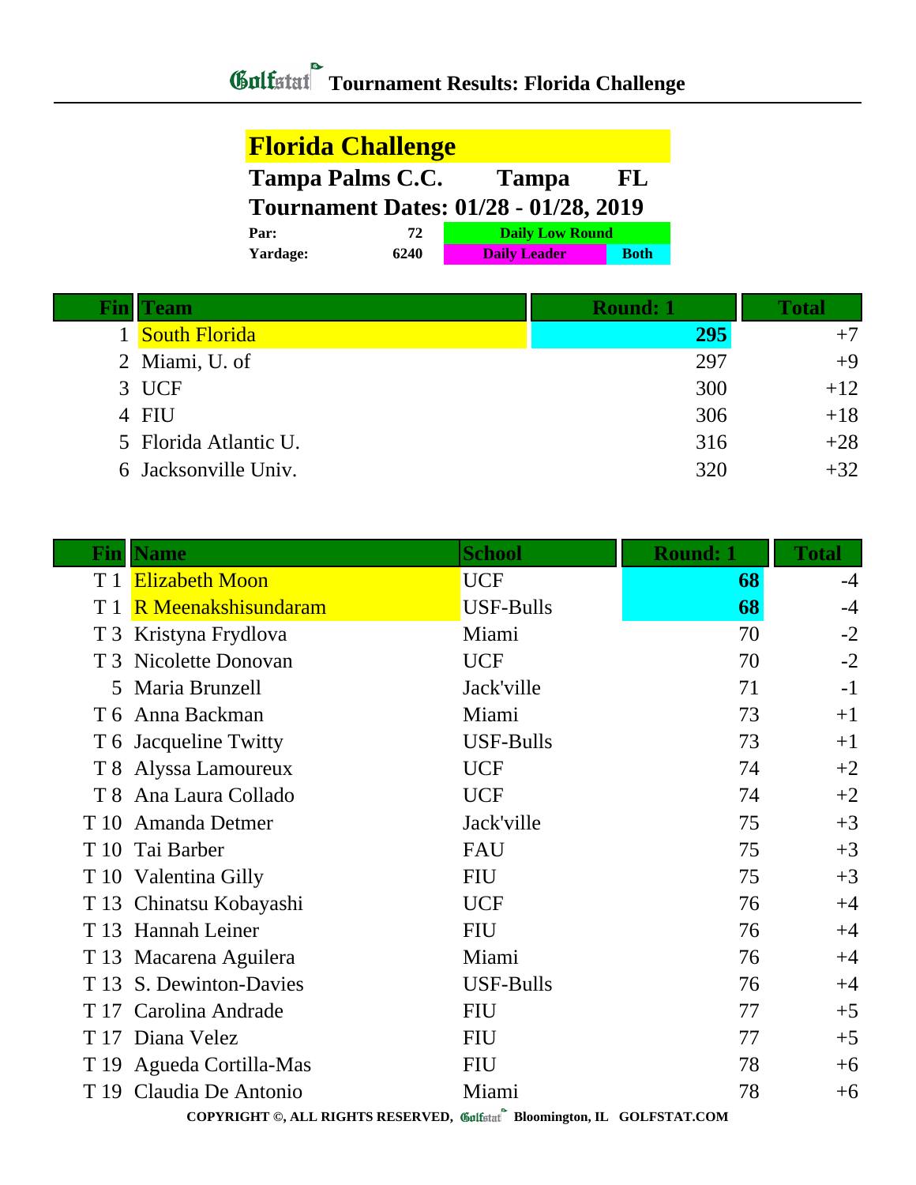# Golfstat Tournament Results: Florida Challenge

## Florida Challenge

**Tampa Palms C.C.** **Tampa** **FL**

**Tournament Dates: 01/28 - 01/28, 2019**

| | | | |
|---|---|---|---|
| **Par:** | **72** | **Daily Low Round** | |
| **Yardage:** | **6240** | **Daily Leader** | **Both** |

| Fin | Team | Round: 1 | Total |
|---|---|---|---|
| 1 | South Florida | **295** | +7 |
| 2 | Miami, U. of | 297 | +9 |
| 3 | UCF | 300 | +12 |
| 4 | FIU | 306 | +18 |
| 5 | Florida Atlantic U. | 316 | +28 |
| 6 | Jacksonville Univ. | 320 | +32 |

| Fin | Name | School | Round: 1 | Total |
|---|---|---|---|---|
| T 1 | Elizabeth Moon | UCF | **68** | -4 |
| T 1 | R Meenakshisundaram | USF-Bulls | **68** | -4 |
| T 3 | Kristyna Frydlova | Miami | 70 | -2 |
| T 3 | Nicolette Donovan | UCF | 70 | -2 |
| 5 | Maria Brunzell | Jack'ville | 71 | -1 |
| T 6 | Anna Backman | Miami | 73 | +1 |
| T 6 | Jacqueline Twitty | USF-Bulls | 73 | +1 |
| T 8 | Alyssa Lamoureux | UCF | 74 | +2 |
| T 8 | Ana Laura Collado | UCF | 74 | +2 |
| T 10 | Amanda Detmer | Jack'ville | 75 | +3 |
| T 10 | Tai Barber | FAU | 75 | +3 |
| T 10 | Valentina Gilly | FIU | 75 | +3 |
| T 13 | Chinatsu Kobayashi | UCF | 76 | +4 |
| T 13 | Hannah Leiner | FIU | 76 | +4 |
| T 13 | Macarena Aguilera | Miami | 76 | +4 |
| T 13 | S. Dewinton-Davies | USF-Bulls | 76 | +4 |
| T 17 | Carolina Andrade | FIU | 77 | +5 |
| T 17 | Diana Velez | FIU | 77 | +5 |
| T 19 | Agueda Cortilla-Mas | FIU | 78 | +6 |
| T 19 | Claudia De Antonio | Miami | 78 | +6 |

COPYRIGHT ©, ALL RIGHTS RESERVED, Golfstat Bloomington, IL GOLFSTAT.COM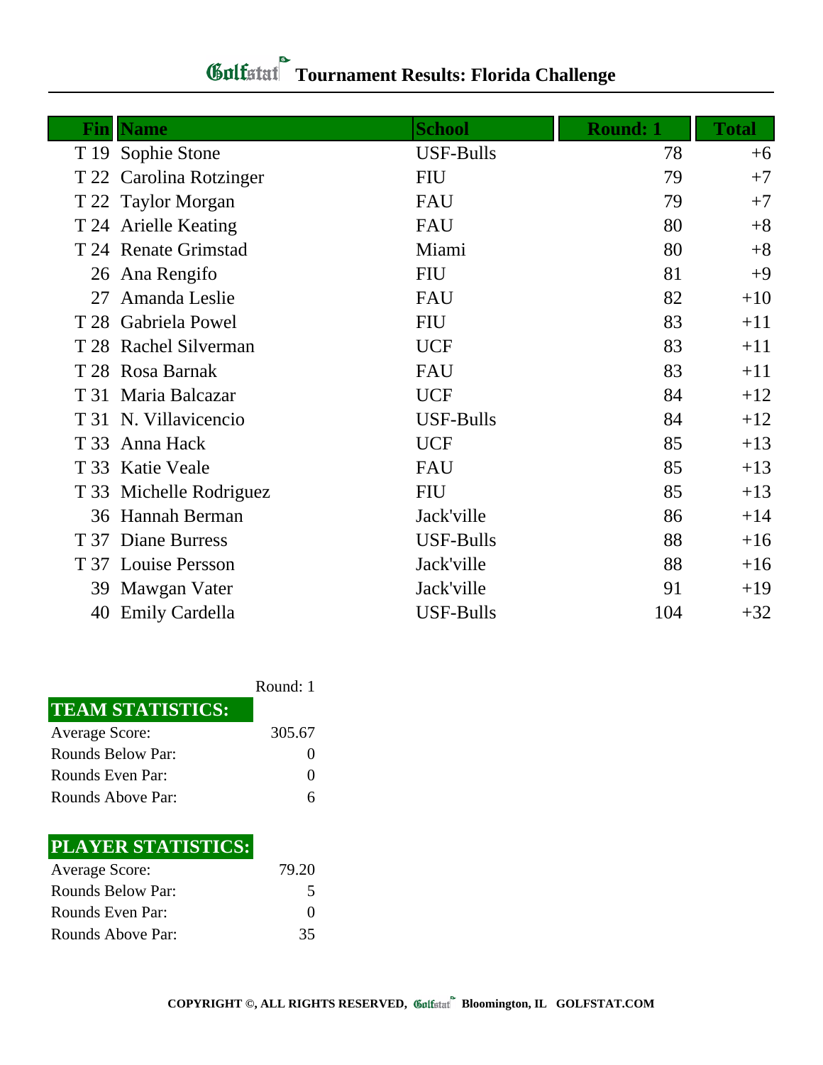# Golfstat Tournament Results: Florida Challenge

| Fin | Name | School | Round: 1 | Total |
|---|---|---|---|---|
| T 19 | Sophie Stone | USF-Bulls | 78 | +6 |
| T 22 | Carolina Rotzinger | FIU | 79 | +7 |
| T 22 | Taylor Morgan | FAU | 79 | +7 |
| T 24 | Arielle Keating | FAU | 80 | +8 |
| T 24 | Renate Grimstad | Miami | 80 | +8 |
| 26 | Ana Rengifo | FIU | 81 | +9 |
| 27 | Amanda Leslie | FAU | 82 | +10 |
| T 28 | Gabriela Powel | FIU | 83 | +11 |
| T 28 | Rachel Silverman | UCF | 83 | +11 |
| T 28 | Rosa Barnak | FAU | 83 | +11 |
| T 31 | Maria Balcazar | UCF | 84 | +12 |
| T 31 | N. Villavicencio | USF-Bulls | 84 | +12 |
| T 33 | Anna Hack | UCF | 85 | +13 |
| T 33 | Katie Veale | FAU | 85 | +13 |
| T 33 | Michelle Rodriguez | FIU | 85 | +13 |
| 36 | Hannah Berman | Jack'ville | 86 | +14 |
| T 37 | Diane Burress | USF-Bulls | 88 | +16 |
| T 37 | Louise Persson | Jack'ville | 88 | +16 |
| 39 | Mawgan Vater | Jack'ville | 91 | +19 |
| 40 | Emily Cardella | USF-Bulls | 104 | +32 |

| TEAM STATISTICS: | Round: 1 |
|---|---|
| Average Score: | 305.67 |
| Rounds Below Par: | 0 |
| Rounds Even Par: | 0 |
| Rounds Above Par: | 6 |

| PLAYER STATISTICS: | |
|---|---|
| Average Score: | 79.20 |
| Rounds Below Par: | 5 |
| Rounds Even Par: | 0 |
| Rounds Above Par: | 35 |

**COPYRIGHT ©, ALL RIGHTS RESERVED, Golfstat Bloomington, IL GOLFSTAT.COM**